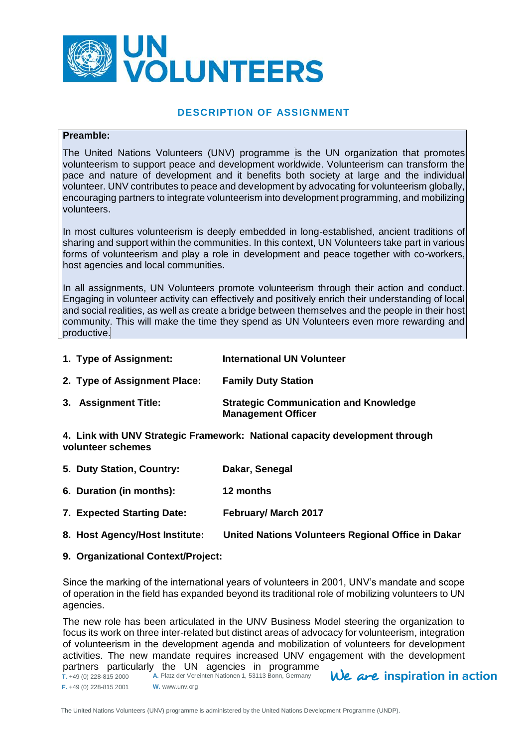# DESCRIPTION OF ASSIGNMENT

**Preamble:**

The United Nations Volunteers (UNV) programme is the UN organization that promotes volunteerism to support peace and development worldwide. Volunteerism can transform the pace and nature of development and it benefits both society at large and the individual volunteer. UNV contributes to peace and development by advocating for volunteerism globally, encouraging partners to integrate volunteerism into development programming, and mobilizing volunteers.

In most cultures volunteerism is deeply embedded in long-established, ancient traditions of sharing and support within the communities. In this context, UN Volunteers take part in various forms of volunteerism and play a role in development and peace together with co-workers, host agencies and local communities.

In all assignments, UN Volunteers promote volunteerism through their action and conduct. Engaging in volunteer activity can effectively and positively enrich their understanding of local and social realities, as well as create a bridge between themselves and the people in their host community. This will make the time they spend as UN Volunteers even more rewarding and productive.

1. **Type of Assignment:** **International UN Volunteer**
2. **Type of Assignment Place:** **Family Duty Station**
3. **Assignment Title:** **Strategic Communication and Knowledge Management Officer**
4. **Link with UNV Strategic Framework: National capacity development through volunteer schemes**
5. **Duty Station, Country:** **Dakar, Senegal**
6. **Duration (in months):** **12 months**
7. **Expected Starting Date:** **February/ March 2017**
8. **Host Agency/Host Institute:** **United Nations Volunteers Regional Office in Dakar**
9. **Organizational Context/Project:**

Since the marking of the international years of volunteers in 2001, UNV's mandate and scope of operation in the field has expanded beyond its traditional role of mobilizing volunteers to UN agencies.

The new role has been articulated in the UNV Business Model steering the organization to focus its work on three inter-related but distinct areas of advocacy for volunteerism, integration of volunteerism in the development agenda and mobilization of volunteers for development activities. The new mandate requires increased UNV engagement with the development partners particularly the UN agencies in programme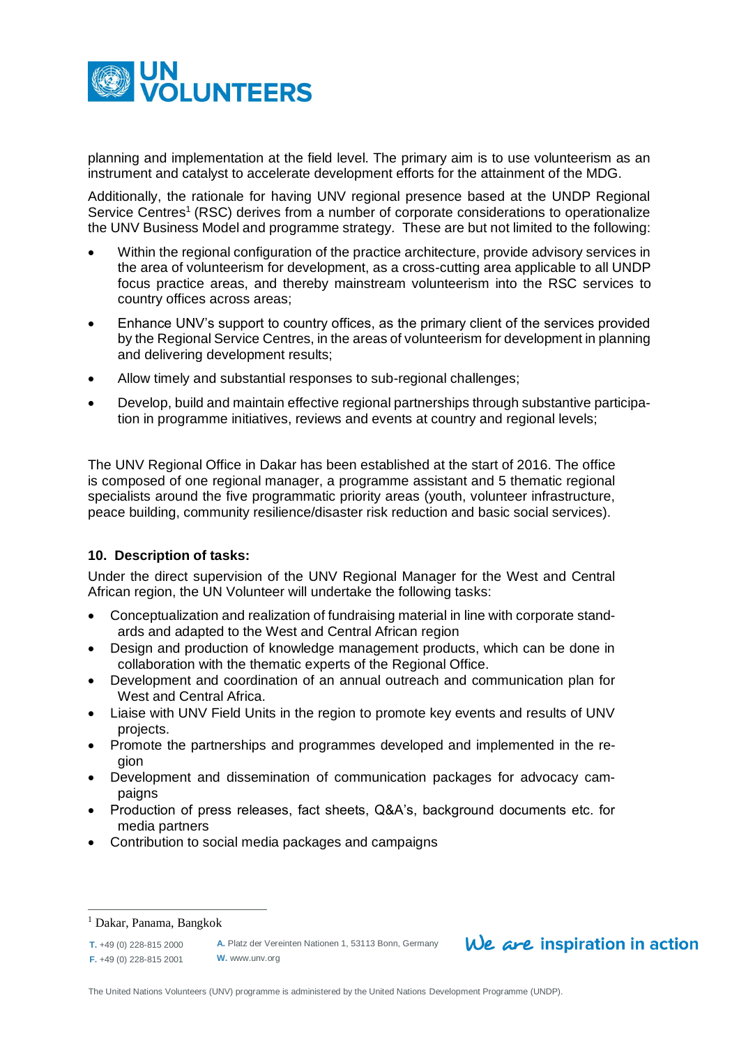planning and implementation at the field level. The primary aim is to use volunteerism as an instrument and catalyst to accelerate development efforts for the attainment of the MDG.

Additionally, the rationale for having UNV regional presence based at the UNDP Regional Service Centres[1] (RSC) derives from a number of corporate considerations to operationalize the UNV Business Model and programme strategy. These are but not limited to the following:

- Within the regional configuration of the practice architecture, provide advisory services in the area of volunteerism for development, as a cross-cutting area applicable to all UNDP focus practice areas, and thereby mainstream volunteerism into the RSC services to country offices across areas;
- Enhance UNV's support to country offices, as the primary client of the services provided by the Regional Service Centres, in the areas of volunteerism for development in planning and delivering development results;
- Allow timely and substantial responses to sub-regional challenges;
- Develop, build and maintain effective regional partnerships through substantive participation in programme initiatives, reviews and events at country and regional levels;

The UNV Regional Office in Dakar has been established at the start of 2016. The office is composed of one regional manager, a programme assistant and 5 thematic regional specialists around the five programmatic priority areas (youth, volunteer infrastructure, peace building, community resilience/disaster risk reduction and basic social services).

**10. Description of tasks:**

Under the direct supervision of the UNV Regional Manager for the West and Central African region, the UN Volunteer will undertake the following tasks:

- Conceptualization and realization of fundraising material in line with corporate standards and adapted to the West and Central African region
- Design and production of knowledge management products, which can be done in collaboration with the thematic experts of the Regional Office.
- Development and coordination of an annual outreach and communication plan for West and Central Africa.
- Liaise with UNV Field Units in the region to promote key events and results of UNV projects.
- Promote the partnerships and programmes developed and implemented in the region
- Development and dissemination of communication packages for advocacy campaigns
- Production of press releases, fact sheets, Q&A's, background documents etc. for media partners
- Contribution to social media packages and campaigns

---

[1] Dakar, Panama, Bangkok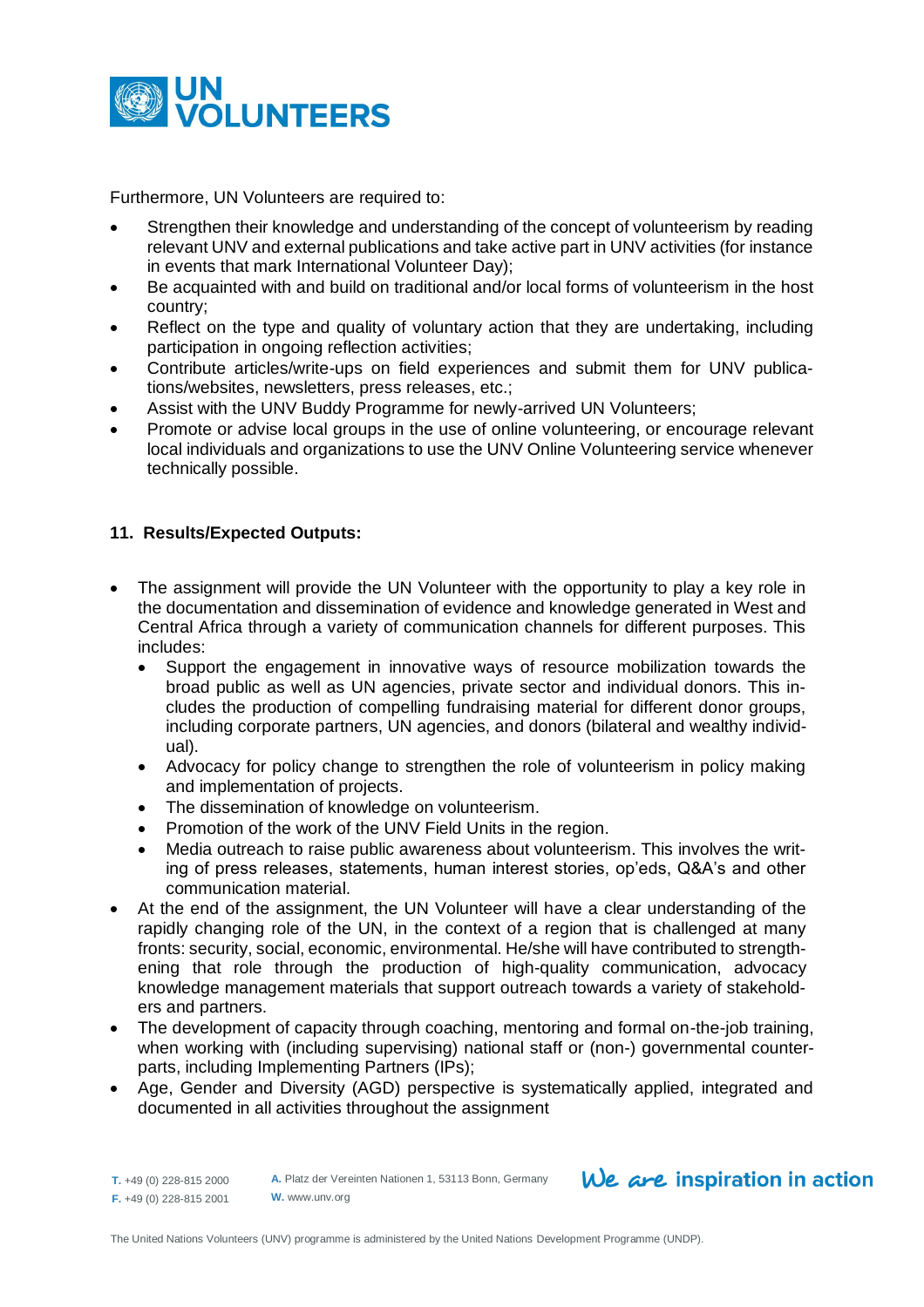Furthermore, UN Volunteers are required to:

- Strengthen their knowledge and understanding of the concept of volunteerism by reading relevant UNV and external publications and take active part in UNV activities (for instance in events that mark International Volunteer Day);
- Be acquainted with and build on traditional and/or local forms of volunteerism in the host country;
- Reflect on the type and quality of voluntary action that they are undertaking, including participation in ongoing reflection activities;
- Contribute articles/write-ups on field experiences and submit them for UNV publications/websites, newsletters, press releases, etc.;
- Assist with the UNV Buddy Programme for newly-arrived UN Volunteers;
- Promote or advise local groups in the use of online volunteering, or encourage relevant local individuals and organizations to use the UNV Online Volunteering service whenever technically possible.

**11. Results/Expected Outputs:**

- The assignment will provide the UN Volunteer with the opportunity to play a key role in the documentation and dissemination of evidence and knowledge generated in West and Central Africa through a variety of communication channels for different purposes. This includes:
  - Support the engagement in innovative ways of resource mobilization towards the broad public as well as UN agencies, private sector and individual donors. This includes the production of compelling fundraising material for different donor groups, including corporate partners, UN agencies, and donors (bilateral and wealthy individual).
  - Advocacy for policy change to strengthen the role of volunteerism in policy making and implementation of projects.
  - The dissemination of knowledge on volunteerism.
  - Promotion of the work of the UNV Field Units in the region.
  - Media outreach to raise public awareness about volunteerism. This involves the writing of press releases, statements, human interest stories, op'eds, Q&A's and other communication material.
- At the end of the assignment, the UN Volunteer will have a clear understanding of the rapidly changing role of the UN, in the context of a region that is challenged at many fronts: security, social, economic, environmental. He/she will have contributed to strengthening that role through the production of high-quality communication, advocacy knowledge management materials that support outreach towards a variety of stakeholders and partners.
- The development of capacity through coaching, mentoring and formal on-the-job training, when working with (including supervising) national staff or (non-) governmental counterparts, including Implementing Partners (IPs);
- Age, Gender and Diversity (AGD) perspective is systematically applied, integrated and documented in all activities throughout the assignment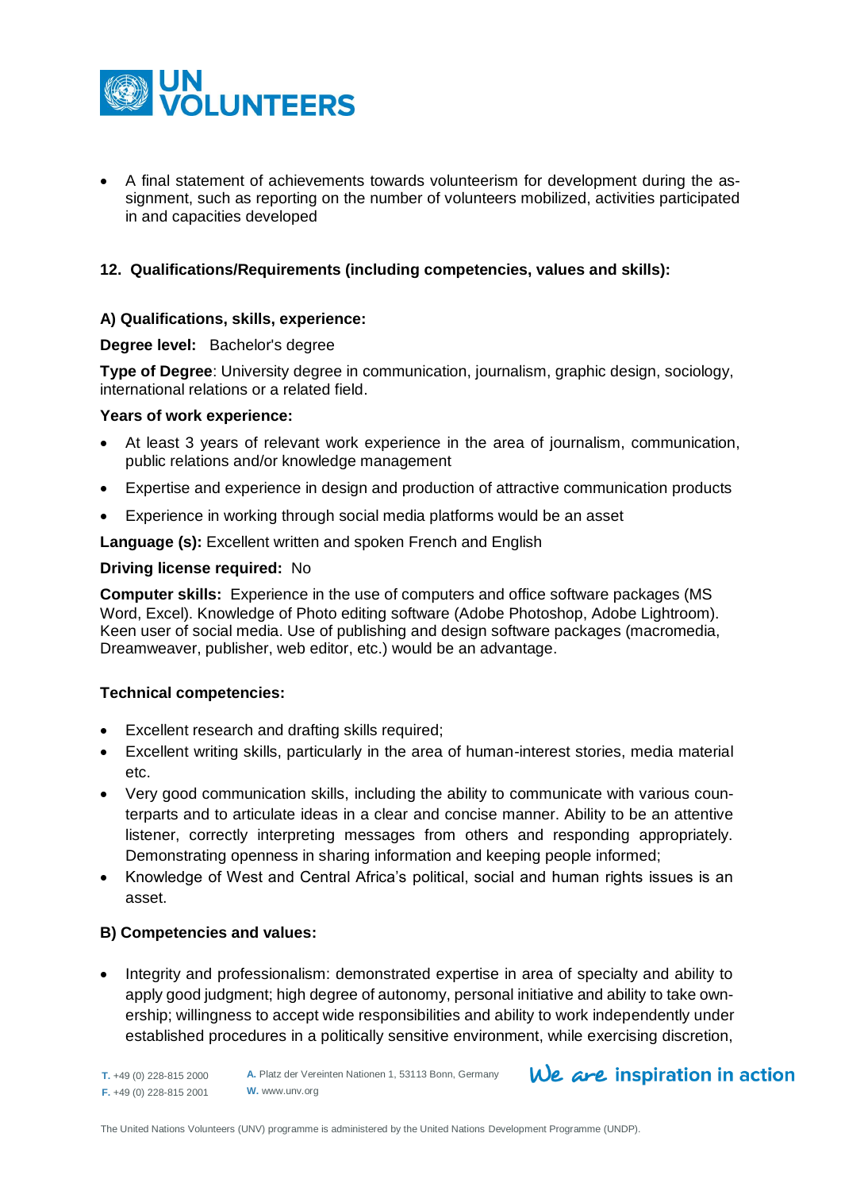- A final statement of achievements towards volunteerism for development during the assignment, such as reporting on the number of volunteers mobilized, activities participated in and capacities developed

**12. Qualifications/Requirements (including competencies, values and skills):**

**A) Qualifications, skills, experience:**

**Degree level:** Bachelor's degree

**Type of Degree**: University degree in communication, journalism, graphic design, sociology, international relations or a related field.

**Years of work experience:**

- At least 3 years of relevant work experience in the area of journalism, communication, public relations and/or knowledge management
- Expertise and experience in design and production of attractive communication products
- Experience in working through social media platforms would be an asset

**Language (s):** Excellent written and spoken French and English

**Driving license required:** No

**Computer skills:** Experience in the use of computers and office software packages (MS Word, Excel). Knowledge of Photo editing software (Adobe Photoshop, Adobe Lightroom). Keen user of social media. Use of publishing and design software packages (macromedia, Dreamweaver, publisher, web editor, etc.) would be an advantage.

**Technical competencies:**

- Excellent research and drafting skills required;
- Excellent writing skills, particularly in the area of human-interest stories, media material etc.
- Very good communication skills, including the ability to communicate with various counterparts and to articulate ideas in a clear and concise manner. Ability to be an attentive listener, correctly interpreting messages from others and responding appropriately. Demonstrating openness in sharing information and keeping people informed;
- Knowledge of West and Central Africa's political, social and human rights issues is an asset.

**B) Competencies and values:**

- Integrity and professionalism: demonstrated expertise in area of specialty and ability to apply good judgment; high degree of autonomy, personal initiative and ability to take ownership; willingness to accept wide responsibilities and ability to work independently under established procedures in a politically sensitive environment, while exercising discretion,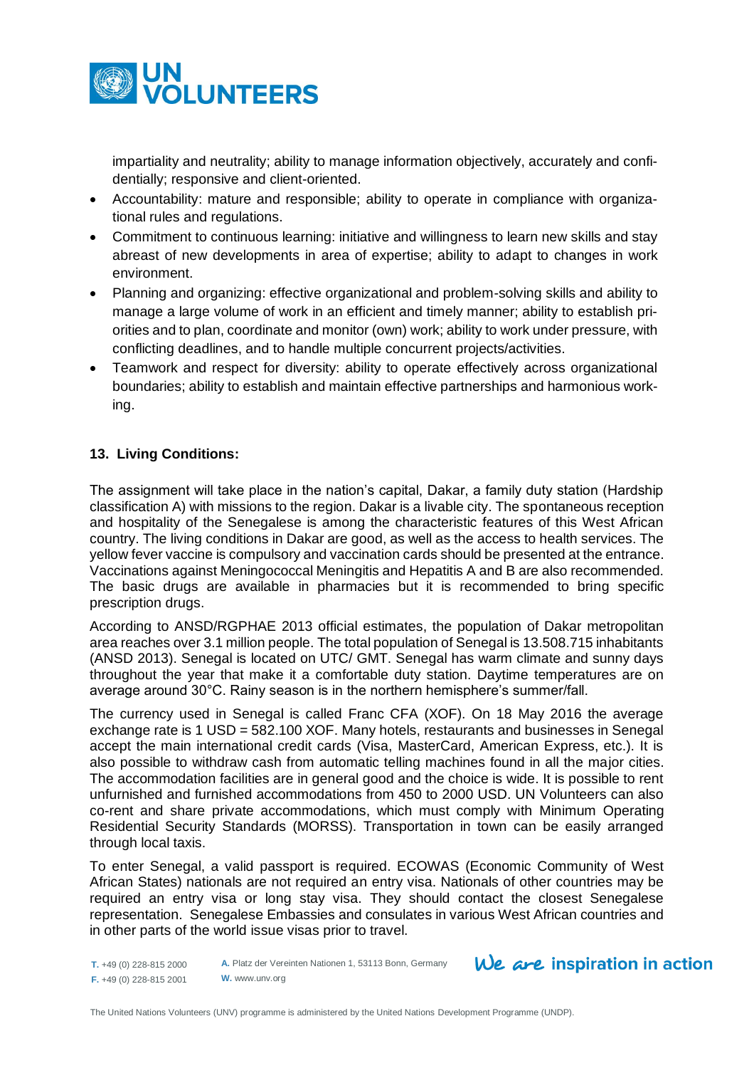impartiality and neutrality; ability to manage information objectively, accurately and confidentially; responsive and client-oriented.

- Accountability: mature and responsible; ability to operate in compliance with organizational rules and regulations.
- Commitment to continuous learning: initiative and willingness to learn new skills and stay abreast of new developments in area of expertise; ability to adapt to changes in work environment.
- Planning and organizing: effective organizational and problem-solving skills and ability to manage a large volume of work in an efficient and timely manner; ability to establish priorities and to plan, coordinate and monitor (own) work; ability to work under pressure, with conflicting deadlines, and to handle multiple concurrent projects/activities.
- Teamwork and respect for diversity: ability to operate effectively across organizational boundaries; ability to establish and maintain effective partnerships and harmonious working.

## 13. Living Conditions:

The assignment will take place in the nation's capital, Dakar, a family duty station (Hardship classification A) with missions to the region. Dakar is a livable city. The spontaneous reception and hospitality of the Senegalese is among the characteristic features of this West African country. The living conditions in Dakar are good, as well as the access to health services. The yellow fever vaccine is compulsory and vaccination cards should be presented at the entrance. Vaccinations against Meningococcal Meningitis and Hepatitis A and B are also recommended. The basic drugs are available in pharmacies but it is recommended to bring specific prescription drugs.

According to ANSD/RGPHAE 2013 official estimates, the population of Dakar metropolitan area reaches over 3.1 million people. The total population of Senegal is 13.508.715 inhabitants (ANSD 2013). Senegal is located on UTC/ GMT. Senegal has warm climate and sunny days throughout the year that make it a comfortable duty station. Daytime temperatures are on average around 30°C. Rainy season is in the northern hemisphere's summer/fall.

The currency used in Senegal is called Franc CFA (XOF). On 18 May 2016 the average exchange rate is 1 USD = 582.100 XOF. Many hotels, restaurants and businesses in Senegal accept the main international credit cards (Visa, MasterCard, American Express, etc.). It is also possible to withdraw cash from automatic telling machines found in all the major cities. The accommodation facilities are in general good and the choice is wide. It is possible to rent unfurnished and furnished accommodations from 450 to 2000 USD. UN Volunteers can also co-rent and share private accommodations, which must comply with Minimum Operating Residential Security Standards (MORSS). Transportation in town can be easily arranged through local taxis.

To enter Senegal, a valid passport is required. ECOWAS (Economic Community of West African States) nationals are not required an entry visa. Nationals of other countries may be required an entry visa or long stay visa. They should contact the closest Senegalese representation. Senegalese Embassies and consulates in various West African countries and in other parts of the world issue visas prior to travel.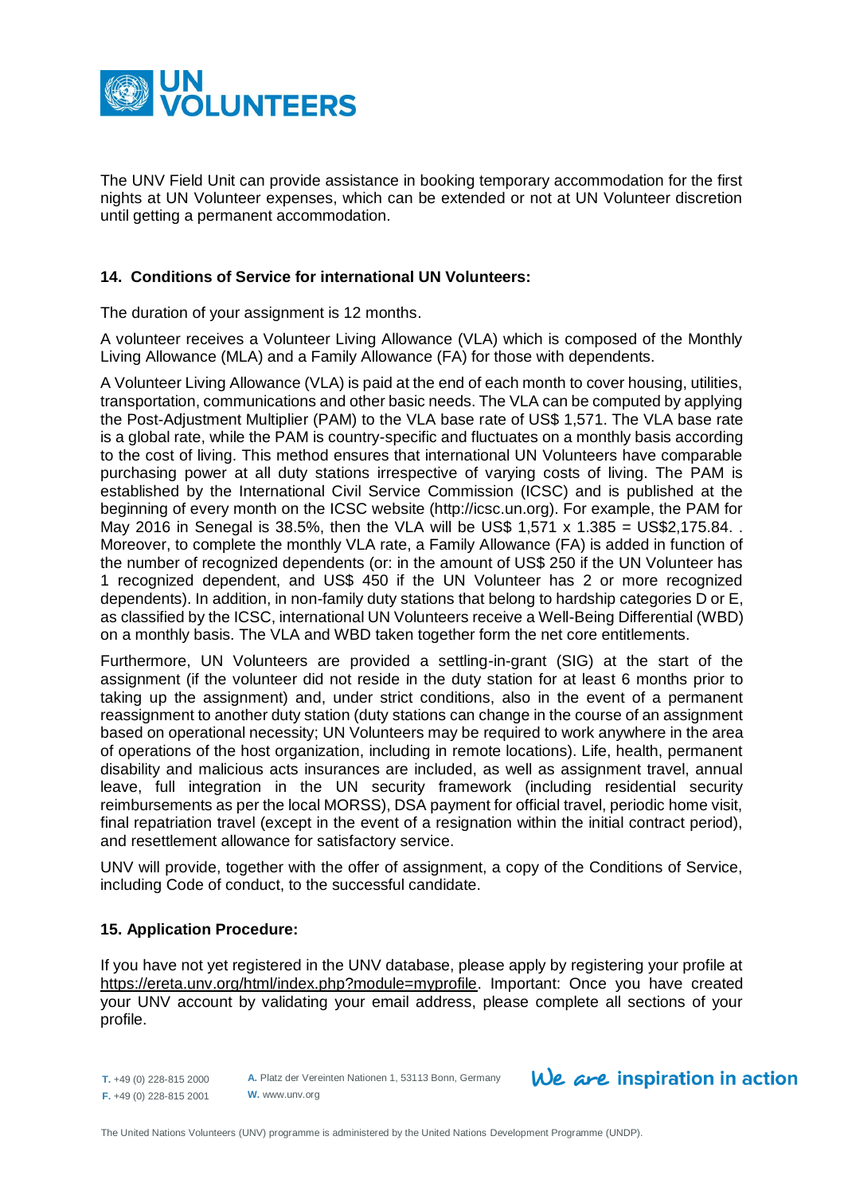The UNV Field Unit can provide assistance in booking temporary accommodation for the first nights at UN Volunteer expenses, which can be extended or not at UN Volunteer discretion until getting a permanent accommodation.

## 14. Conditions of Service for international UN Volunteers:

The duration of your assignment is 12 months.

A volunteer receives a Volunteer Living Allowance (VLA) which is composed of the Monthly Living Allowance (MLA) and a Family Allowance (FA) for those with dependents.

A Volunteer Living Allowance (VLA) is paid at the end of each month to cover housing, utilities, transportation, communications and other basic needs. The VLA can be computed by applying the Post-Adjustment Multiplier (PAM) to the VLA base rate of US$ 1,571. The VLA base rate is a global rate, while the PAM is country-specific and fluctuates on a monthly basis according to the cost of living. This method ensures that international UN Volunteers have comparable purchasing power at all duty stations irrespective of varying costs of living. The PAM is established by the International Civil Service Commission (ICSC) and is published at the beginning of every month on the ICSC website (http://icsc.un.org). For example, the PAM for May 2016 in Senegal is 38.5%, then the VLA will be US$ 1,571 x 1.385 = US$2,175.84. . Moreover, to complete the monthly VLA rate, a Family Allowance (FA) is added in function of the number of recognized dependents (or: in the amount of US$ 250 if the UN Volunteer has 1 recognized dependent, and US$ 450 if the UN Volunteer has 2 or more recognized dependents). In addition, in non-family duty stations that belong to hardship categories D or E, as classified by the ICSC, international UN Volunteers receive a Well-Being Differential (WBD) on a monthly basis. The VLA and WBD taken together form the net core entitlements.

Furthermore, UN Volunteers are provided a settling-in-grant (SIG) at the start of the assignment (if the volunteer did not reside in the duty station for at least 6 months prior to taking up the assignment) and, under strict conditions, also in the event of a permanent reassignment to another duty station (duty stations can change in the course of an assignment based on operational necessity; UN Volunteers may be required to work anywhere in the area of operations of the host organization, including in remote locations). Life, health, permanent disability and malicious acts insurances are included, as well as assignment travel, annual leave, full integration in the UN security framework (including residential security reimbursements as per the local MORSS), DSA payment for official travel, periodic home visit, final repatriation travel (except in the event of a resignation within the initial contract period), and resettlement allowance for satisfactory service.

UNV will provide, together with the offer of assignment, a copy of the Conditions of Service, including Code of conduct, to the successful candidate.

## 15. Application Procedure:

If you have not yet registered in the UNV database, please apply by registering your profile at https://ereta.unv.org/html/index.php?module=myprofile. Important: Once you have created your UNV account by validating your email address, please complete all sections of your profile.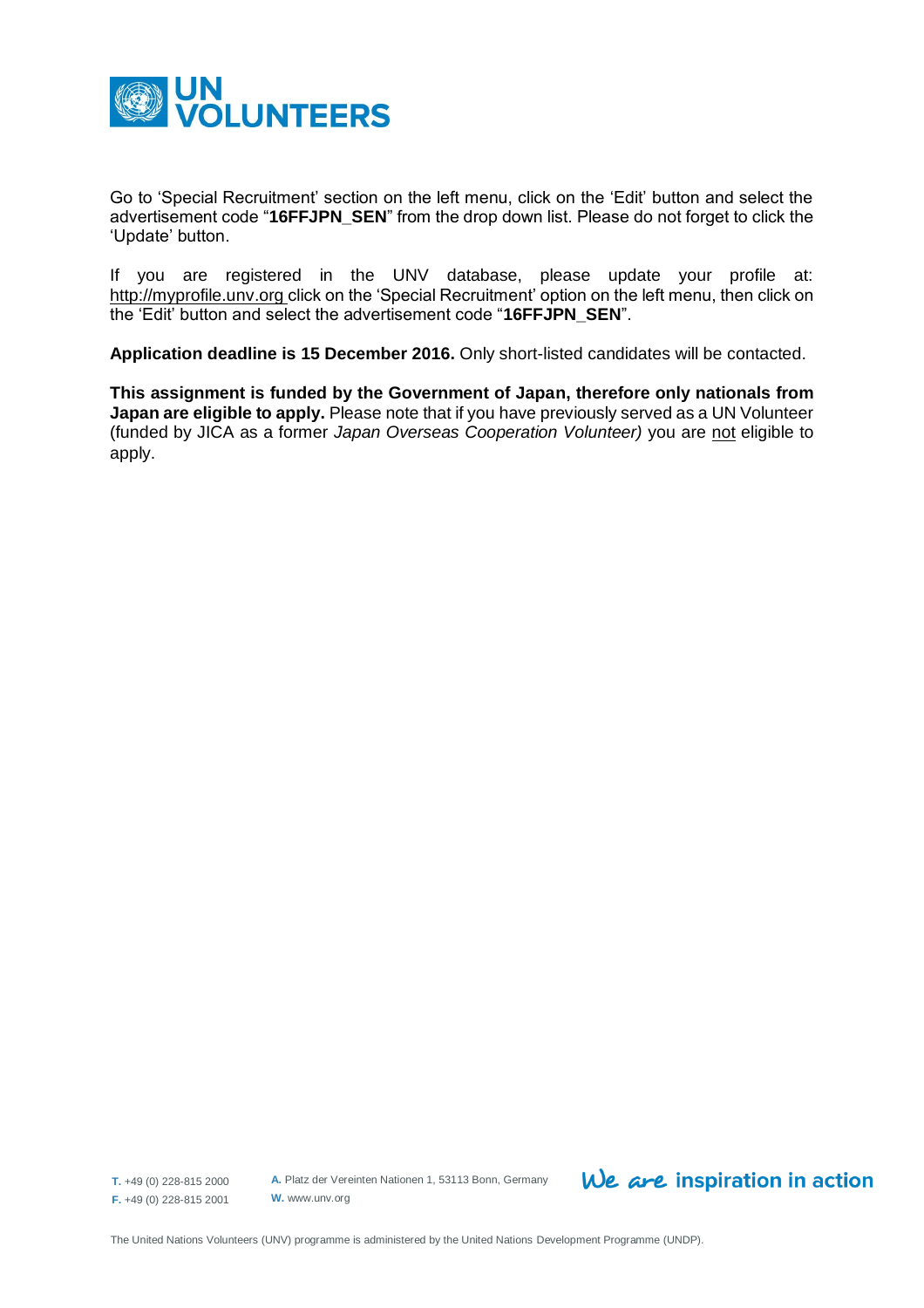Go to 'Special Recruitment' section on the left menu, click on the 'Edit' button and select the advertisement code "**16FFJPN_SEN**" from the drop down list. Please do not forget to click the 'Update' button.

If you are registered in the UNV database, please update your profile at: http://myprofile.unv.org click on the 'Special Recruitment' option on the left menu, then click on the 'Edit' button and select the advertisement code "**16FFJPN_SEN**".

**Application deadline is 15 December 2016.** Only short-listed candidates will be contacted.

**This assignment is funded by the Government of Japan, therefore only nationals from Japan are eligible to apply.** Please note that if you have previously served as a UN Volunteer (funded by JICA as a former *Japan Overseas Cooperation Volunteer)* you are not eligible to apply.